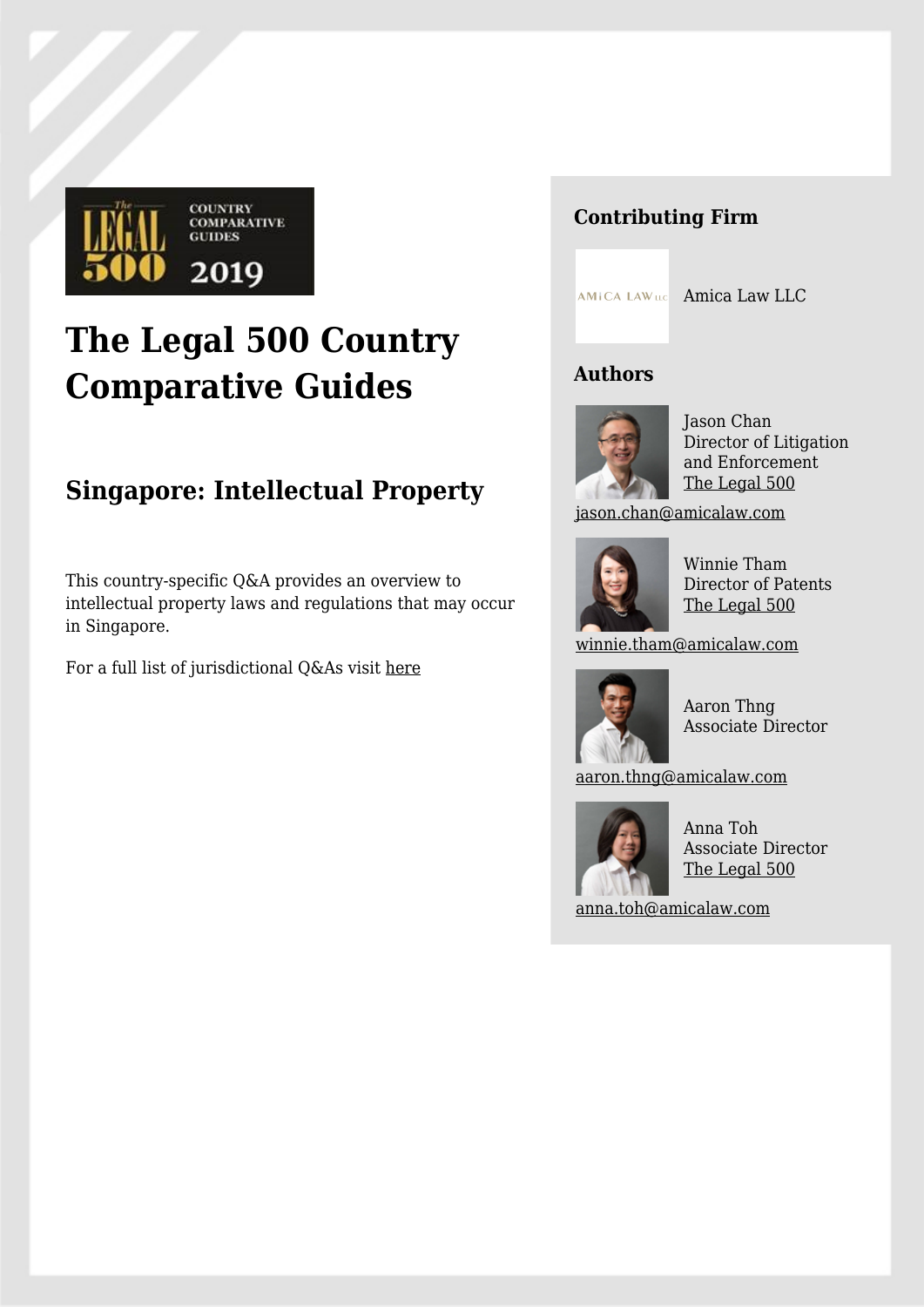# The Legal 500 Country Comparative Guides

## Singapore: Intellectual Property

This country-specific Q&A provides an overview to intellectual property laws and regulations that may occur in Singapore.

For a full list of jurisdictional Q&As visit here

### Contributing Firm

Amica Law LLC

### Authors

Jason Chan
Director of Litigation and Enforcement
The Legal 500
jason.chan@amicalaw.com

Winnie Tham
Director of Patents
The Legal 500
winnie.tham@amicalaw.com

Aaron Thng
Associate Director
aaron.thng@amicalaw.com

Anna Toh
Associate Director
The Legal 500
anna.toh@amicalaw.com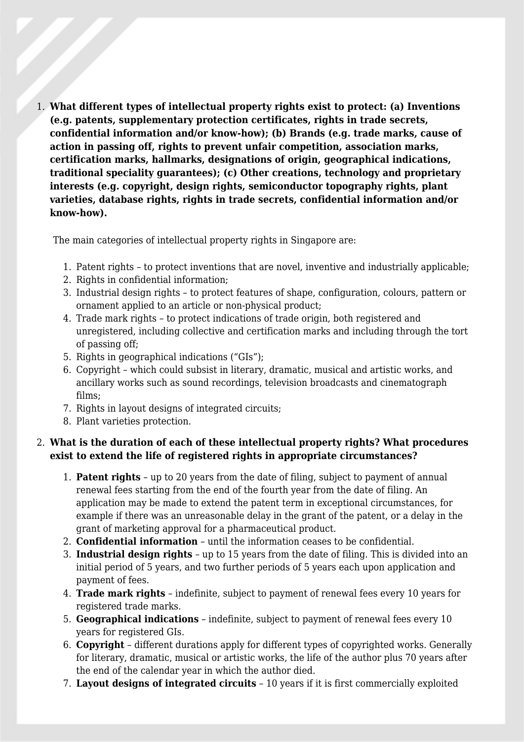1. **What different types of intellectual property rights exist to protect: (a) Inventions (e.g. patents, supplementary protection certificates, rights in trade secrets, confidential information and/or know-how); (b) Brands (e.g. trade marks, cause of action in passing off, rights to prevent unfair competition, association marks, certification marks, hallmarks, designations of origin, geographical indications, traditional speciality guarantees); (c) Other creations, technology and proprietary interests (e.g. copyright, design rights, semiconductor topography rights, plant varieties, database rights, rights in trade secrets, confidential information and/or know-how).**

   The main categories of intellectual property rights in Singapore are:

   1. Patent rights – to protect inventions that are novel, inventive and industrially applicable;
   2. Rights in confidential information;
   3. Industrial design rights – to protect features of shape, configuration, colours, pattern or ornament applied to an article or non-physical product;
   4. Trade mark rights – to protect indications of trade origin, both registered and unregistered, including collective and certification marks and including through the tort of passing off;
   5. Rights in geographical indications ("GIs");
   6. Copyright – which could subsist in literary, dramatic, musical and artistic works, and ancillary works such as sound recordings, television broadcasts and cinematograph films;
   7. Rights in layout designs of integrated circuits;
   8. Plant varieties protection.

2. **What is the duration of each of these intellectual property rights? What procedures exist to extend the life of registered rights in appropriate circumstances?**

   1. **Patent rights** – up to 20 years from the date of filing, subject to payment of annual renewal fees starting from the end of the fourth year from the date of filing. An application may be made to extend the patent term in exceptional circumstances, for example if there was an unreasonable delay in the grant of the patent, or a delay in the grant of marketing approval for a pharmaceutical product.
   2. **Confidential information** – until the information ceases to be confidential.
   3. **Industrial design rights** – up to 15 years from the date of filing. This is divided into an initial period of 5 years, and two further periods of 5 years each upon application and payment of fees.
   4. **Trade mark rights** – indefinite, subject to payment of renewal fees every 10 years for registered trade marks.
   5. **Geographical indications** – indefinite, subject to payment of renewal fees every 10 years for registered GIs.
   6. **Copyright** – different durations apply for different types of copyrighted works. Generally for literary, dramatic, musical or artistic works, the life of the author plus 70 years after the end of the calendar year in which the author died.
   7. **Layout designs of integrated circuits** – 10 years if it is first commercially exploited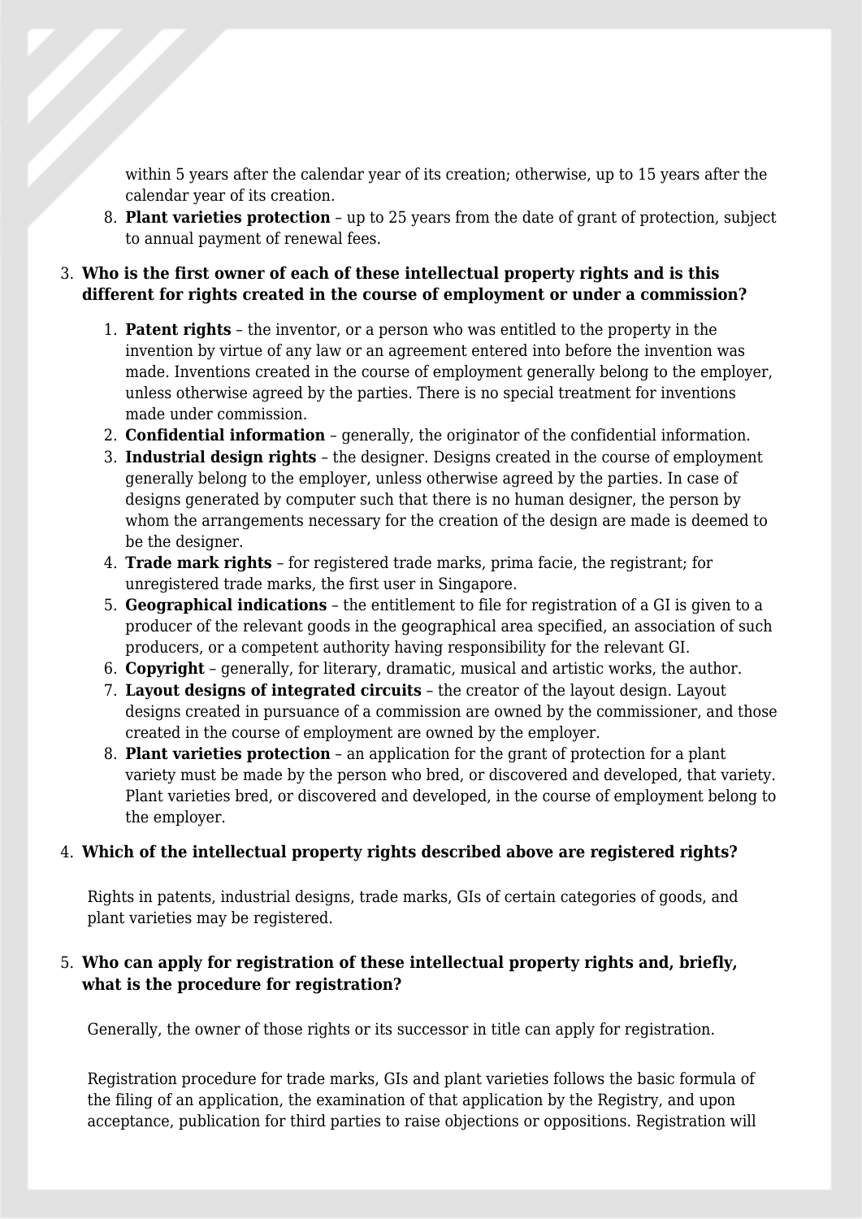within 5 years after the calendar year of its creation; otherwise, up to 15 years after the calendar year of its creation.

8. **Plant varieties protection** – up to 25 years from the date of grant of protection, subject to annual payment of renewal fees.

3. **Who is the first owner of each of these intellectual property rights and is this different for rights created in the course of employment or under a commission?**

   1. **Patent rights** – the inventor, or a person who was entitled to the property in the invention by virtue of any law or an agreement entered into before the invention was made. Inventions created in the course of employment generally belong to the employer, unless otherwise agreed by the parties. There is no special treatment for inventions made under commission.
   2. **Confidential information** – generally, the originator of the confidential information.
   3. **Industrial design rights** – the designer. Designs created in the course of employment generally belong to the employer, unless otherwise agreed by the parties. In case of designs generated by computer such that there is no human designer, the person by whom the arrangements necessary for the creation of the design are made is deemed to be the designer.
   4. **Trade mark rights** – for registered trade marks, prima facie, the registrant; for unregistered trade marks, the first user in Singapore.
   5. **Geographical indications** – the entitlement to file for registration of a GI is given to a producer of the relevant goods in the geographical area specified, an association of such producers, or a competent authority having responsibility for the relevant GI.
   6. **Copyright** – generally, for literary, dramatic, musical and artistic works, the author.
   7. **Layout designs of integrated circuits** – the creator of the layout design. Layout designs created in pursuance of a commission are owned by the commissioner, and those created in the course of employment are owned by the employer.
   8. **Plant varieties protection** – an application for the grant of protection for a plant variety must be made by the person who bred, or discovered and developed, that variety. Plant varieties bred, or discovered and developed, in the course of employment belong to the employer.

4. **Which of the intellectual property rights described above are registered rights?**

   Rights in patents, industrial designs, trade marks, GIs of certain categories of goods, and plant varieties may be registered.

5. **Who can apply for registration of these intellectual property rights and, briefly, what is the procedure for registration?**

   Generally, the owner of those rights or its successor in title can apply for registration.

   Registration procedure for trade marks, GIs and plant varieties follows the basic formula of the filing of an application, the examination of that application by the Registry, and upon acceptance, publication for third parties to raise objections or oppositions. Registration will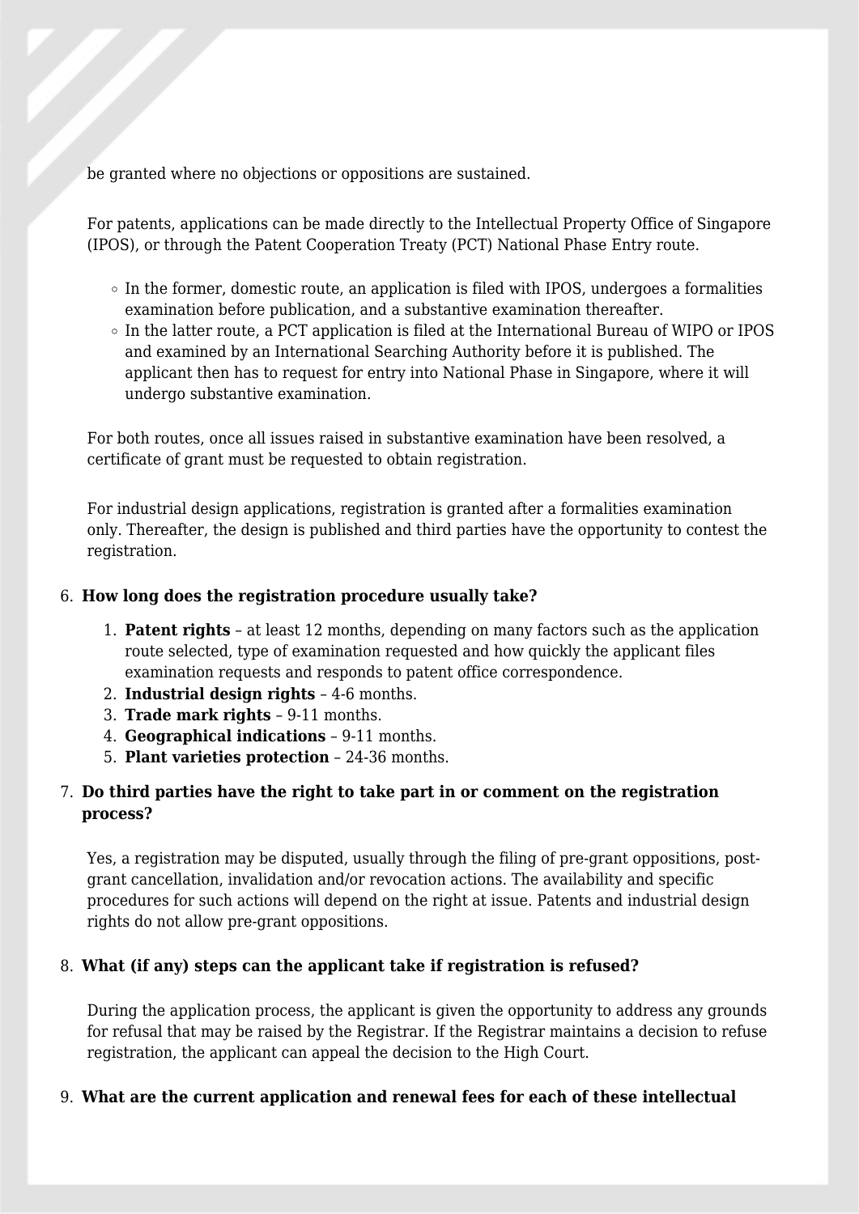be granted where no objections or oppositions are sustained.

For patents, applications can be made directly to the Intellectual Property Office of Singapore (IPOS), or through the Patent Cooperation Treaty (PCT) National Phase Entry route.

- In the former, domestic route, an application is filed with IPOS, undergoes a formalities examination before publication, and a substantive examination thereafter.
- In the latter route, a PCT application is filed at the International Bureau of WIPO or IPOS and examined by an International Searching Authority before it is published. The applicant then has to request for entry into National Phase in Singapore, where it will undergo substantive examination.

For both routes, once all issues raised in substantive examination have been resolved, a certificate of grant must be requested to obtain registration.

For industrial design applications, registration is granted after a formalities examination only. Thereafter, the design is published and third parties have the opportunity to contest the registration.

6. **How long does the registration procedure usually take?**

   1. **Patent rights** – at least 12 months, depending on many factors such as the application route selected, type of examination requested and how quickly the applicant files examination requests and responds to patent office correspondence.
   2. **Industrial design rights** – 4-6 months.
   3. **Trade mark rights** – 9-11 months.
   4. **Geographical indications** – 9-11 months.
   5. **Plant varieties protection** – 24-36 months.

7. **Do third parties have the right to take part in or comment on the registration process?**

   Yes, a registration may be disputed, usually through the filing of pre-grant oppositions, post-grant cancellation, invalidation and/or revocation actions. The availability and specific procedures for such actions will depend on the right at issue. Patents and industrial design rights do not allow pre-grant oppositions.

8. **What (if any) steps can the applicant take if registration is refused?**

   During the application process, the applicant is given the opportunity to address any grounds for refusal that may be raised by the Registrar. If the Registrar maintains a decision to refuse registration, the applicant can appeal the decision to the High Court.

9. **What are the current application and renewal fees for each of these intellectual**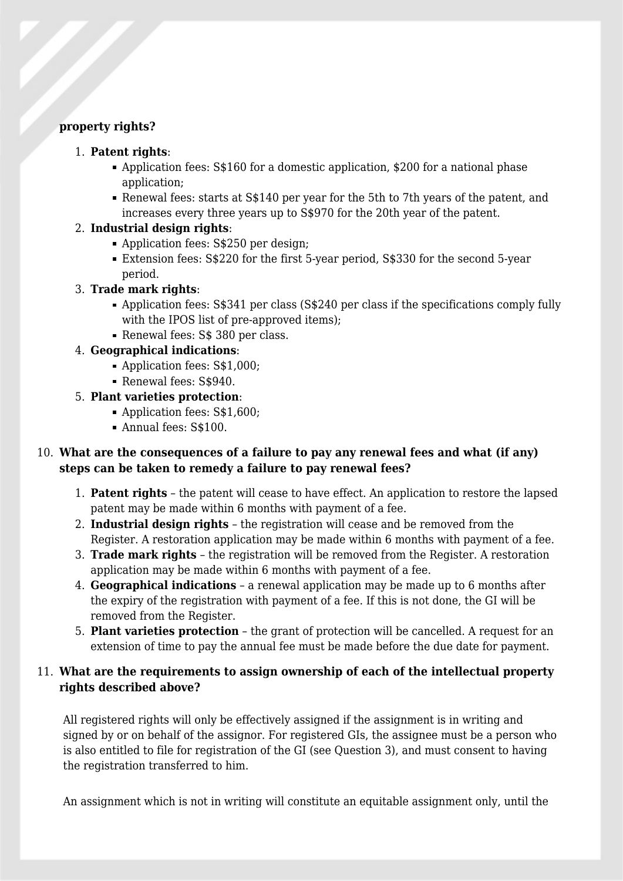**property rights?**

1. **Patent rights**:
   - Application fees: S$160 for a domestic application, $200 for a national phase application;
   - Renewal fees: starts at S$140 per year for the 5th to 7th years of the patent, and increases every three years up to S$970 for the 20th year of the patent.
2. **Industrial design rights**:
   - Application fees: S$250 per design;
   - Extension fees: S$220 for the first 5-year period, S$330 for the second 5-year period.
3. **Trade mark rights**:
   - Application fees: S$341 per class (S$240 per class if the specifications comply fully with the IPOS list of pre-approved items);
   - Renewal fees: S$ 380 per class.
4. **Geographical indications**:
   - Application fees: S$1,000;
   - Renewal fees: S$940.
5. **Plant varieties protection**:
   - Application fees: S$1,600;
   - Annual fees: S$100.

10. **What are the consequences of a failure to pay any renewal fees and what (if any) steps can be taken to remedy a failure to pay renewal fees?**

    1. **Patent rights** – the patent will cease to have effect. An application to restore the lapsed patent may be made within 6 months with payment of a fee.
    2. **Industrial design rights** – the registration will cease and be removed from the Register. A restoration application may be made within 6 months with payment of a fee.
    3. **Trade mark rights** – the registration will be removed from the Register. A restoration application may be made within 6 months with payment of a fee.
    4. **Geographical indications** – a renewal application may be made up to 6 months after the expiry of the registration with payment of a fee. If this is not done, the GI will be removed from the Register.
    5. **Plant varieties protection** – the grant of protection will be cancelled. A request for an extension of time to pay the annual fee must be made before the due date for payment.

11. **What are the requirements to assign ownership of each of the intellectual property rights described above?**

    All registered rights will only be effectively assigned if the assignment is in writing and signed by or on behalf of the assignor. For registered GIs, the assignee must be a person who is also entitled to file for registration of the GI (see Question 3), and must consent to having the registration transferred to him.

    An assignment which is not in writing will constitute an equitable assignment only, until the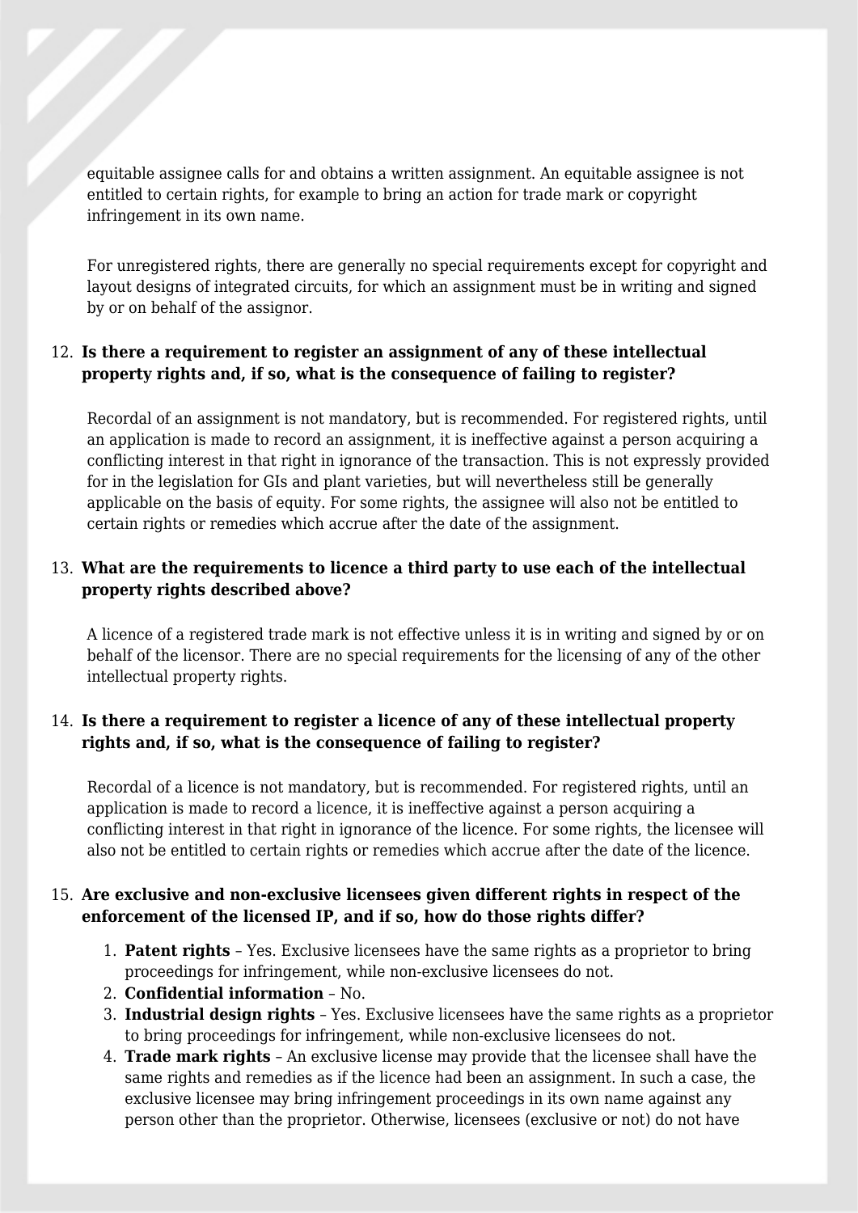equitable assignee calls for and obtains a written assignment. An equitable assignee is not entitled to certain rights, for example to bring an action for trade mark or copyright infringement in its own name.

For unregistered rights, there are generally no special requirements except for copyright and layout designs of integrated circuits, for which an assignment must be in writing and signed by or on behalf of the assignor.

12. **Is there a requirement to register an assignment of any of these intellectual property rights and, if so, what is the consequence of failing to register?**

Recordal of an assignment is not mandatory, but is recommended. For registered rights, until an application is made to record an assignment, it is ineffective against a person acquiring a conflicting interest in that right in ignorance of the transaction. This is not expressly provided for in the legislation for GIs and plant varieties, but will nevertheless still be generally applicable on the basis of equity. For some rights, the assignee will also not be entitled to certain rights or remedies which accrue after the date of the assignment.

13. **What are the requirements to licence a third party to use each of the intellectual property rights described above?**

A licence of a registered trade mark is not effective unless it is in writing and signed by or on behalf of the licensor. There are no special requirements for the licensing of any of the other intellectual property rights.

14. **Is there a requirement to register a licence of any of these intellectual property rights and, if so, what is the consequence of failing to register?**

Recordal of a licence is not mandatory, but is recommended. For registered rights, until an application is made to record a licence, it is ineffective against a person acquiring a conflicting interest in that right in ignorance of the licence. For some rights, the licensee will also not be entitled to certain rights or remedies which accrue after the date of the licence.

15. **Are exclusive and non-exclusive licensees given different rights in respect of the enforcement of the licensed IP, and if so, how do those rights differ?**

    1. **Patent rights** – Yes. Exclusive licensees have the same rights as a proprietor to bring proceedings for infringement, while non-exclusive licensees do not.
    2. **Confidential information** – No.
    3. **Industrial design rights** – Yes. Exclusive licensees have the same rights as a proprietor to bring proceedings for infringement, while non-exclusive licensees do not.
    4. **Trade mark rights** – An exclusive license may provide that the licensee shall have the same rights and remedies as if the licence had been an assignment. In such a case, the exclusive licensee may bring infringement proceedings in its own name against any person other than the proprietor. Otherwise, licensees (exclusive or not) do not have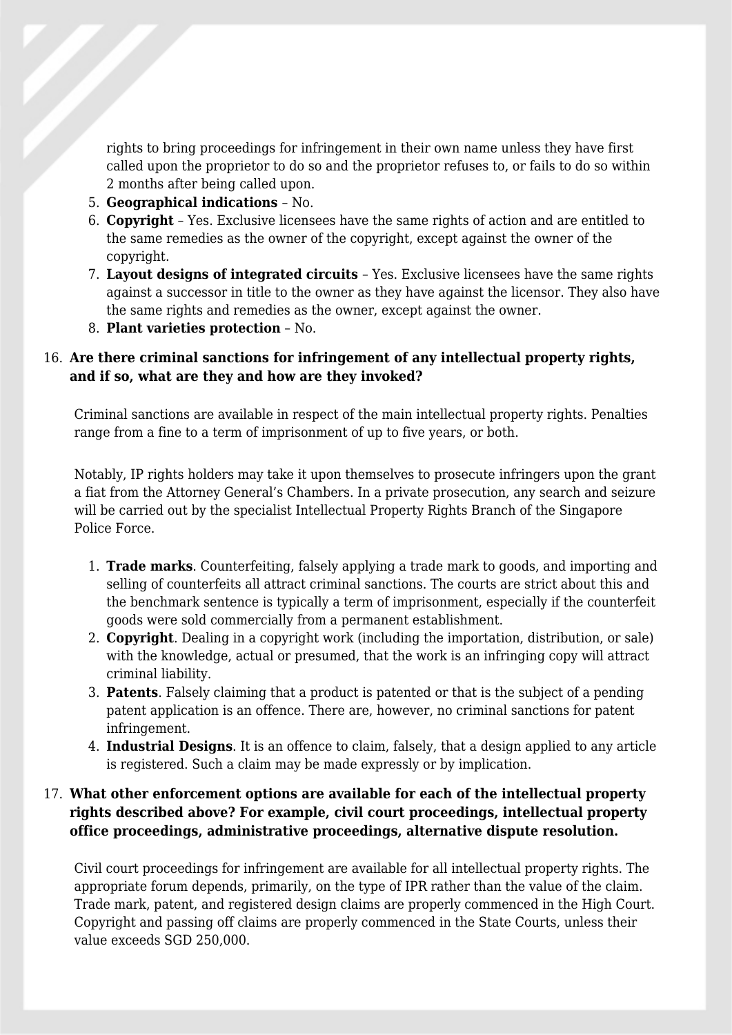rights to bring proceedings for infringement in their own name unless they have first called upon the proprietor to do so and the proprietor refuses to, or fails to do so within 2 months after being called upon.

5. **Geographical indications** – No.
6. **Copyright** – Yes. Exclusive licensees have the same rights of action and are entitled to the same remedies as the owner of the copyright, except against the owner of the copyright.
7. **Layout designs of integrated circuits** – Yes. Exclusive licensees have the same rights against a successor in title to the owner as they have against the licensor. They also have the same rights and remedies as the owner, except against the owner.
8. **Plant varieties protection** – No.

16. **Are there criminal sanctions for infringement of any intellectual property rights, and if so, what are they and how are they invoked?**

Criminal sanctions are available in respect of the main intellectual property rights. Penalties range from a fine to a term of imprisonment of up to five years, or both.

Notably, IP rights holders may take it upon themselves to prosecute infringers upon the grant a fiat from the Attorney General's Chambers. In a private prosecution, any search and seizure will be carried out by the specialist Intellectual Property Rights Branch of the Singapore Police Force.

1. **Trade marks**. Counterfeiting, falsely applying a trade mark to goods, and importing and selling of counterfeits all attract criminal sanctions. The courts are strict about this and the benchmark sentence is typically a term of imprisonment, especially if the counterfeit goods were sold commercially from a permanent establishment.
2. **Copyright**. Dealing in a copyright work (including the importation, distribution, or sale) with the knowledge, actual or presumed, that the work is an infringing copy will attract criminal liability.
3. **Patents**. Falsely claiming that a product is patented or that is the subject of a pending patent application is an offence. There are, however, no criminal sanctions for patent infringement.
4. **Industrial Designs**. It is an offence to claim, falsely, that a design applied to any article is registered. Such a claim may be made expressly or by implication.

17. **What other enforcement options are available for each of the intellectual property rights described above? For example, civil court proceedings, intellectual property office proceedings, administrative proceedings, alternative dispute resolution.**

Civil court proceedings for infringement are available for all intellectual property rights. The appropriate forum depends, primarily, on the type of IPR rather than the value of the claim. Trade mark, patent, and registered design claims are properly commenced in the High Court. Copyright and passing off claims are properly commenced in the State Courts, unless their value exceeds SGD 250,000.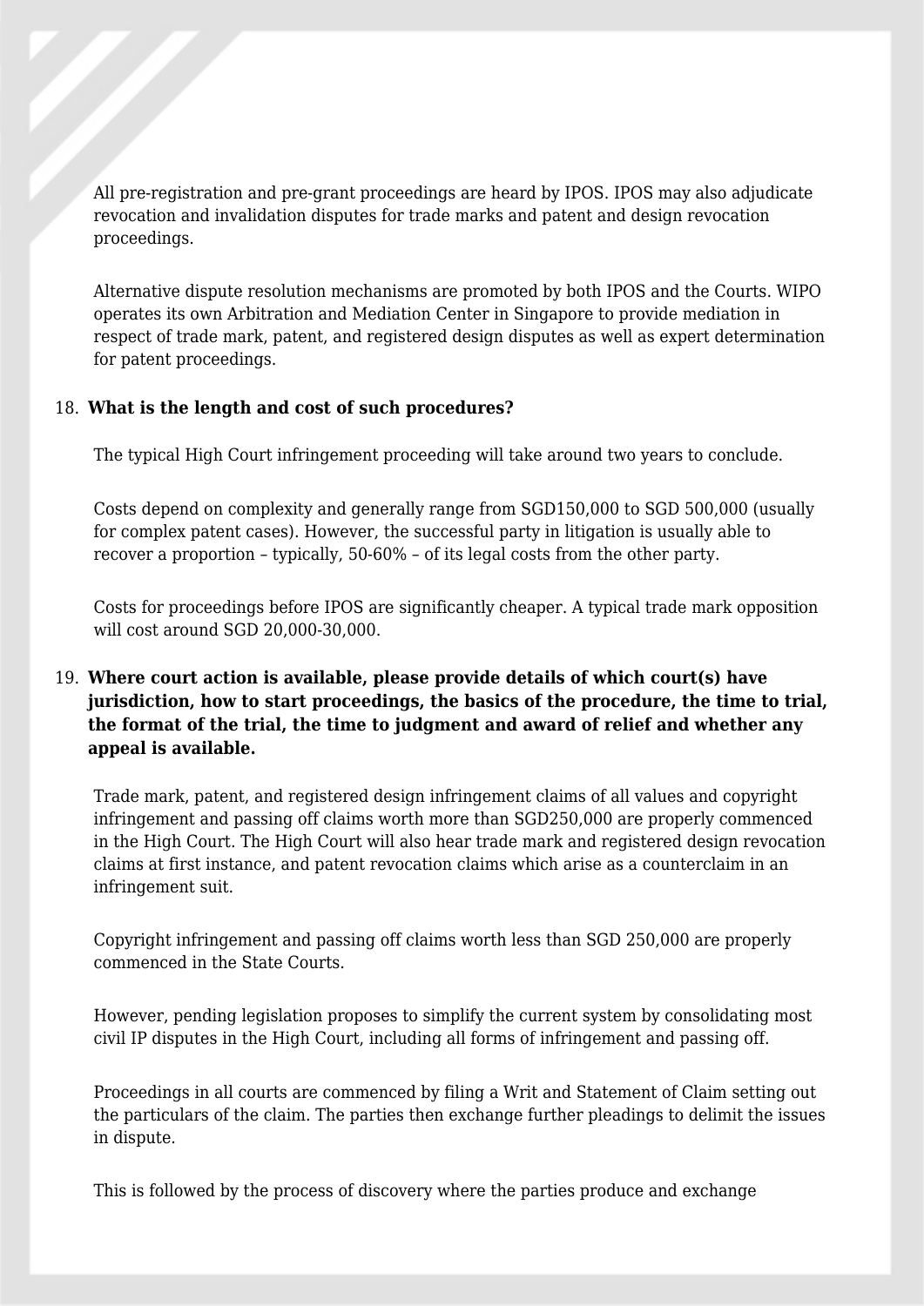All pre-registration and pre-grant proceedings are heard by IPOS. IPOS may also adjudicate revocation and invalidation disputes for trade marks and patent and design revocation proceedings.

Alternative dispute resolution mechanisms are promoted by both IPOS and the Courts. WIPO operates its own Arbitration and Mediation Center in Singapore to provide mediation in respect of trade mark, patent, and registered design disputes as well as expert determination for patent proceedings.

18. **What is the length and cost of such procedures?**

The typical High Court infringement proceeding will take around two years to conclude.

Costs depend on complexity and generally range from SGD150,000 to SGD 500,000 (usually for complex patent cases). However, the successful party in litigation is usually able to recover a proportion – typically, 50-60% – of its legal costs from the other party.

Costs for proceedings before IPOS are significantly cheaper. A typical trade mark opposition will cost around SGD 20,000-30,000.

19. **Where court action is available, please provide details of which court(s) have jurisdiction, how to start proceedings, the basics of the procedure, the time to trial, the format of the trial, the time to judgment and award of relief and whether any appeal is available.**

Trade mark, patent, and registered design infringement claims of all values and copyright infringement and passing off claims worth more than SGD250,000 are properly commenced in the High Court. The High Court will also hear trade mark and registered design revocation claims at first instance, and patent revocation claims which arise as a counterclaim in an infringement suit.

Copyright infringement and passing off claims worth less than SGD 250,000 are properly commenced in the State Courts.

However, pending legislation proposes to simplify the current system by consolidating most civil IP disputes in the High Court, including all forms of infringement and passing off.

Proceedings in all courts are commenced by filing a Writ and Statement of Claim setting out the particulars of the claim. The parties then exchange further pleadings to delimit the issues in dispute.

This is followed by the process of discovery where the parties produce and exchange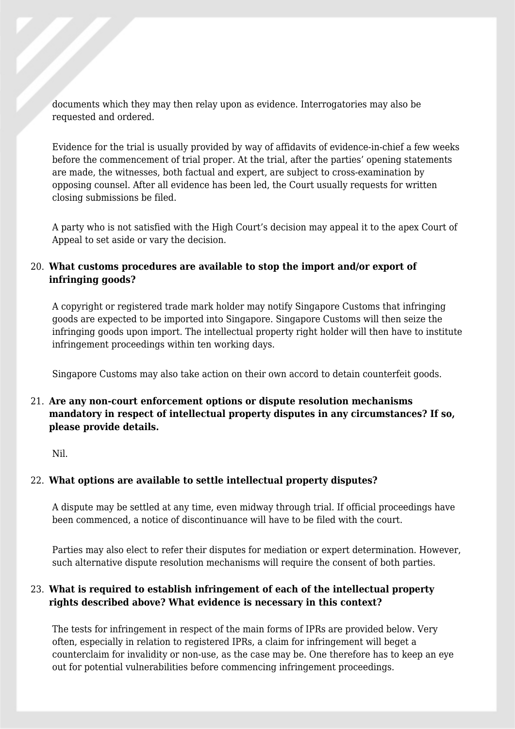documents which they may then relay upon as evidence. Interrogatories may also be requested and ordered.

Evidence for the trial is usually provided by way of affidavits of evidence-in-chief a few weeks before the commencement of trial proper. At the trial, after the parties' opening statements are made, the witnesses, both factual and expert, are subject to cross-examination by opposing counsel. After all evidence has been led, the Court usually requests for written closing submissions be filed.

A party who is not satisfied with the High Court's decision may appeal it to the apex Court of Appeal to set aside or vary the decision.

20. **What customs procedures are available to stop the import and/or export of infringing goods?**

A copyright or registered trade mark holder may notify Singapore Customs that infringing goods are expected to be imported into Singapore. Singapore Customs will then seize the infringing goods upon import. The intellectual property right holder will then have to institute infringement proceedings within ten working days.

Singapore Customs may also take action on their own accord to detain counterfeit goods.

21. **Are any non-court enforcement options or dispute resolution mechanisms mandatory in respect of intellectual property disputes in any circumstances? If so, please provide details.**

Nil.

22. **What options are available to settle intellectual property disputes?**

A dispute may be settled at any time, even midway through trial. If official proceedings have been commenced, a notice of discontinuance will have to be filed with the court.

Parties may also elect to refer their disputes for mediation or expert determination. However, such alternative dispute resolution mechanisms will require the consent of both parties.

23. **What is required to establish infringement of each of the intellectual property rights described above? What evidence is necessary in this context?**

The tests for infringement in respect of the main forms of IPRs are provided below. Very often, especially in relation to registered IPRs, a claim for infringement will beget a counterclaim for invalidity or non-use, as the case may be. One therefore has to keep an eye out for potential vulnerabilities before commencing infringement proceedings.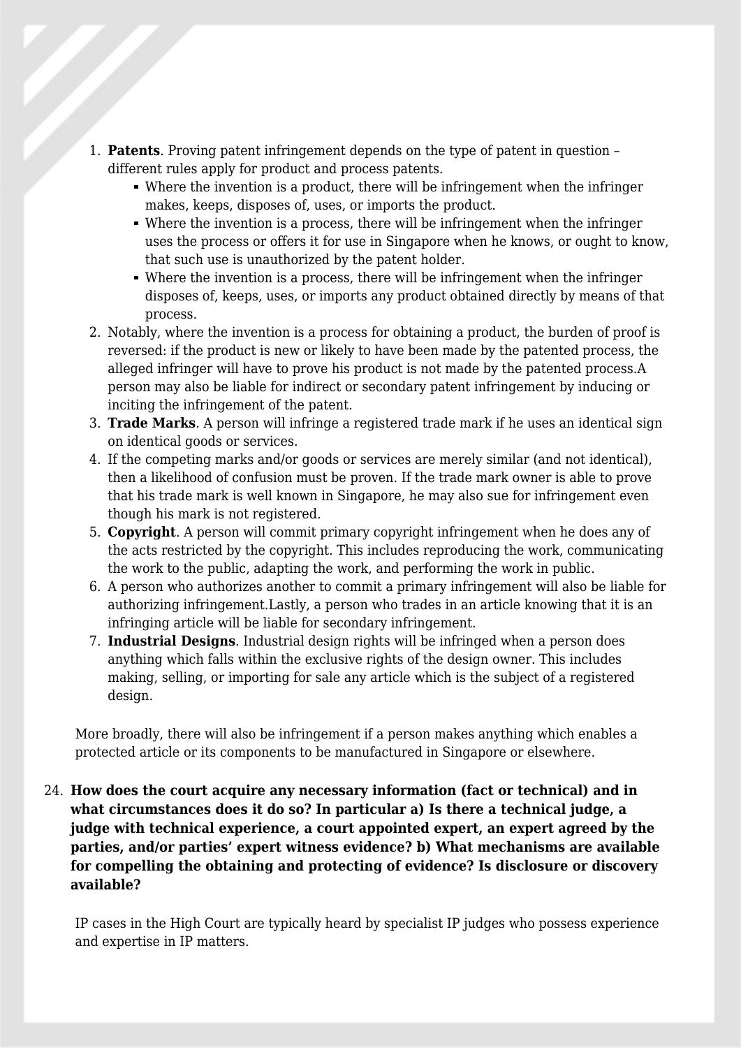1. **Patents**. Proving patent infringement depends on the type of patent in question – different rules apply for product and process patents.
    - Where the invention is a product, there will be infringement when the infringer makes, keeps, disposes of, uses, or imports the product.
    - Where the invention is a process, there will be infringement when the infringer uses the process or offers it for use in Singapore when he knows, or ought to know, that such use is unauthorized by the patent holder.
    - Where the invention is a process, there will be infringement when the infringer disposes of, keeps, uses, or imports any product obtained directly by means of that process.
2. Notably, where the invention is a process for obtaining a product, the burden of proof is reversed: if the product is new or likely to have been made by the patented process, the alleged infringer will have to prove his product is not made by the patented process.A person may also be liable for indirect or secondary patent infringement by inducing or inciting the infringement of the patent.
3. **Trade Marks**. A person will infringe a registered trade mark if he uses an identical sign on identical goods or services.
4. If the competing marks and/or goods or services are merely similar (and not identical), then a likelihood of confusion must be proven. If the trade mark owner is able to prove that his trade mark is well known in Singapore, he may also sue for infringement even though his mark is not registered.
5. **Copyright**. A person will commit primary copyright infringement when he does any of the acts restricted by the copyright. This includes reproducing the work, communicating the work to the public, adapting the work, and performing the work in public.
6. A person who authorizes another to commit a primary infringement will also be liable for authorizing infringement.Lastly, a person who trades in an article knowing that it is an infringing article will be liable for secondary infringement.
7. **Industrial Designs**. Industrial design rights will be infringed when a person does anything which falls within the exclusive rights of the design owner. This includes making, selling, or importing for sale any article which is the subject of a registered design.

More broadly, there will also be infringement if a person makes anything which enables a protected article or its components to be manufactured in Singapore or elsewhere.

24. **How does the court acquire any necessary information (fact or technical) and in what circumstances does it do so? In particular a) Is there a technical judge, a judge with technical experience, a court appointed expert, an expert agreed by the parties, and/or parties' expert witness evidence? b) What mechanisms are available for compelling the obtaining and protecting of evidence? Is disclosure or discovery available?**

IP cases in the High Court are typically heard by specialist IP judges who possess experience and expertise in IP matters.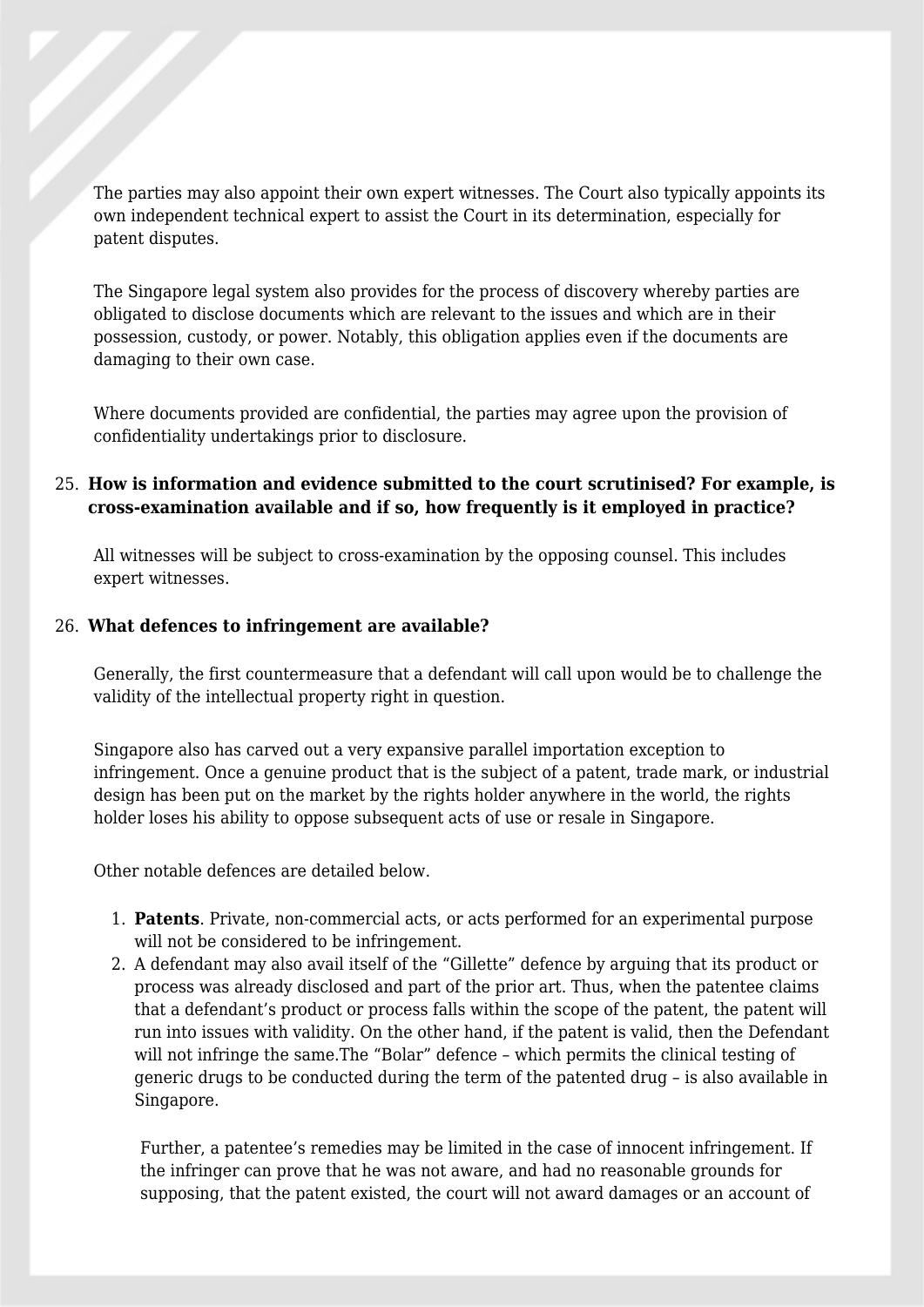The parties may also appoint their own expert witnesses. The Court also typically appoints its own independent technical expert to assist the Court in its determination, especially for patent disputes.

The Singapore legal system also provides for the process of discovery whereby parties are obligated to disclose documents which are relevant to the issues and which are in their possession, custody, or power. Notably, this obligation applies even if the documents are damaging to their own case.

Where documents provided are confidential, the parties may agree upon the provision of confidentiality undertakings prior to disclosure.

25. **How is information and evidence submitted to the court scrutinised? For example, is cross-examination available and if so, how frequently is it employed in practice?**

All witnesses will be subject to cross-examination by the opposing counsel. This includes expert witnesses.

26. **What defences to infringement are available?**

Generally, the first countermeasure that a defendant will call upon would be to challenge the validity of the intellectual property right in question.

Singapore also has carved out a very expansive parallel importation exception to infringement. Once a genuine product that is the subject of a patent, trade mark, or industrial design has been put on the market by the rights holder anywhere in the world, the rights holder loses his ability to oppose subsequent acts of use or resale in Singapore.

Other notable defences are detailed below.

1. **Patents**. Private, non-commercial acts, or acts performed for an experimental purpose will not be considered to be infringement.
2. A defendant may also avail itself of the "Gillette" defence by arguing that its product or process was already disclosed and part of the prior art. Thus, when the patentee claims that a defendant's product or process falls within the scope of the patent, the patent will run into issues with validity. On the other hand, if the patent is valid, then the Defendant will not infringe the same.The "Bolar" defence – which permits the clinical testing of generic drugs to be conducted during the term of the patented drug – is also available in Singapore.

   Further, a patentee's remedies may be limited in the case of innocent infringement. If the infringer can prove that he was not aware, and had no reasonable grounds for supposing, that the patent existed, the court will not award damages or an account of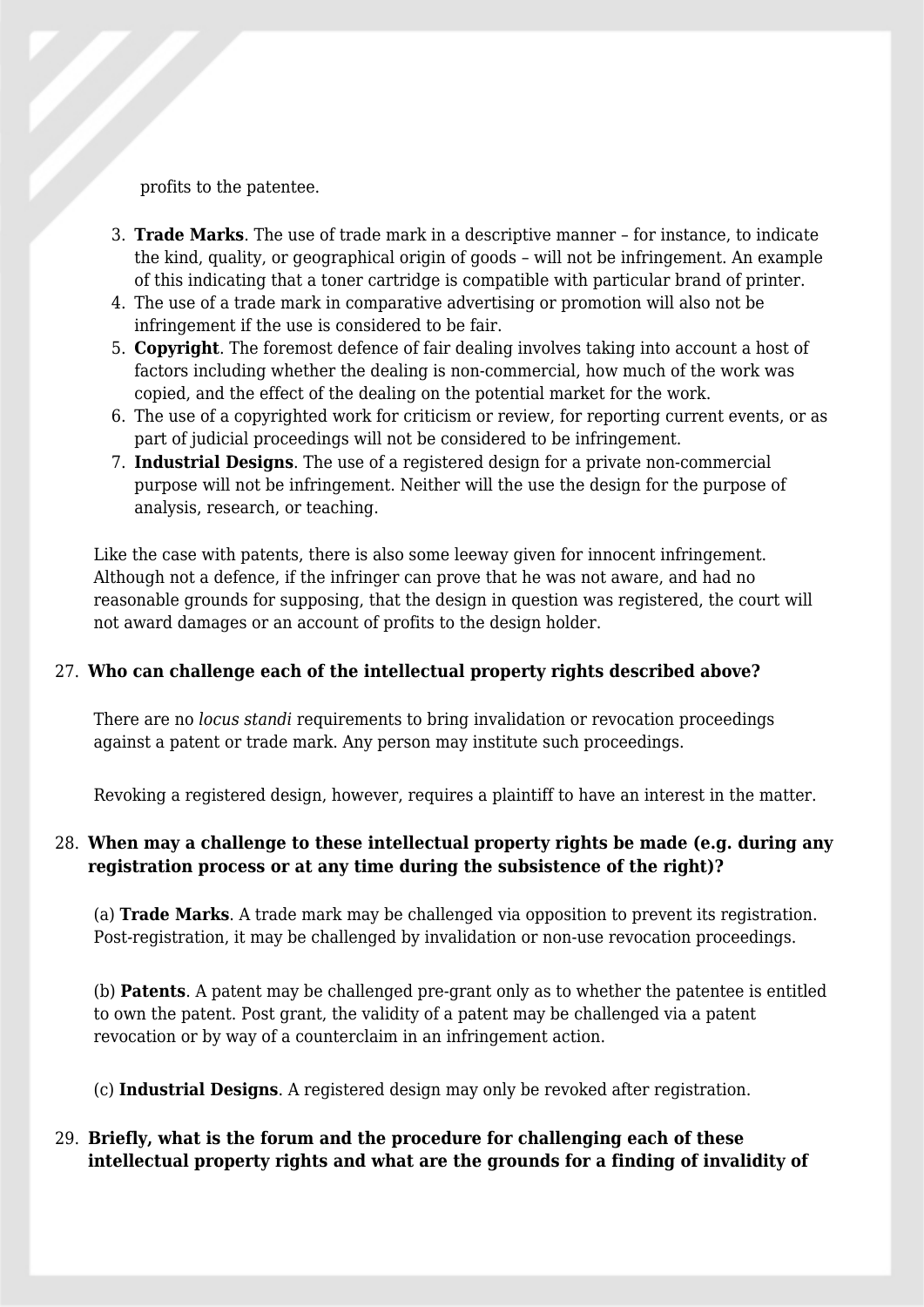profits to the patentee.

3. **Trade Marks**. The use of trade mark in a descriptive manner – for instance, to indicate the kind, quality, or geographical origin of goods – will not be infringement. An example of this indicating that a toner cartridge is compatible with particular brand of printer.
4. The use of a trade mark in comparative advertising or promotion will also not be infringement if the use is considered to be fair.
5. **Copyright**. The foremost defence of fair dealing involves taking into account a host of factors including whether the dealing is non-commercial, how much of the work was copied, and the effect of the dealing on the potential market for the work.
6. The use of a copyrighted work for criticism or review, for reporting current events, or as part of judicial proceedings will not be considered to be infringement.
7. **Industrial Designs**. The use of a registered design for a private non-commercial purpose will not be infringement. Neither will the use the design for the purpose of analysis, research, or teaching.

Like the case with patents, there is also some leeway given for innocent infringement. Although not a defence, if the infringer can prove that he was not aware, and had no reasonable grounds for supposing, that the design in question was registered, the court will not award damages or an account of profits to the design holder.

27. **Who can challenge each of the intellectual property rights described above?**

There are no *locus standi* requirements to bring invalidation or revocation proceedings against a patent or trade mark. Any person may institute such proceedings.

Revoking a registered design, however, requires a plaintiff to have an interest in the matter.

28. **When may a challenge to these intellectual property rights be made (e.g. during any registration process or at any time during the subsistence of the right)?**

(a) **Trade Marks**. A trade mark may be challenged via opposition to prevent its registration. Post-registration, it may be challenged by invalidation or non-use revocation proceedings.

(b) **Patents**. A patent may be challenged pre-grant only as to whether the patentee is entitled to own the patent. Post grant, the validity of a patent may be challenged via a patent revocation or by way of a counterclaim in an infringement action.

(c) **Industrial Designs**. A registered design may only be revoked after registration.

29. **Briefly, what is the forum and the procedure for challenging each of these intellectual property rights and what are the grounds for a finding of invalidity of**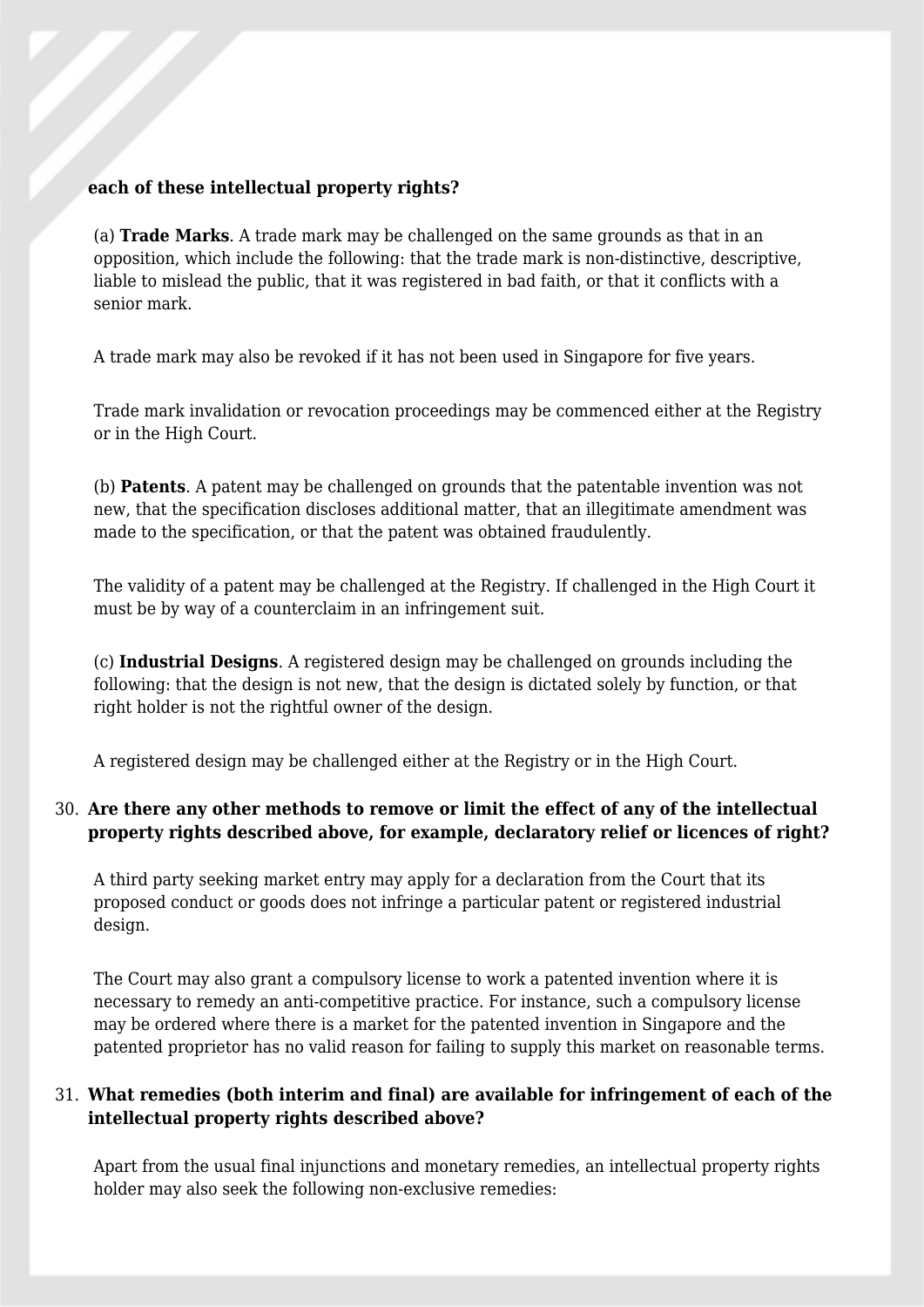**each of these intellectual property rights?**

(a) **Trade Marks**. A trade mark may be challenged on the same grounds as that in an opposition, which include the following: that the trade mark is non-distinctive, descriptive, liable to mislead the public, that it was registered in bad faith, or that it conflicts with a senior mark.

A trade mark may also be revoked if it has not been used in Singapore for five years.

Trade mark invalidation or revocation proceedings may be commenced either at the Registry or in the High Court.

(b) **Patents**. A patent may be challenged on grounds that the patentable invention was not new, that the specification discloses additional matter, that an illegitimate amendment was made to the specification, or that the patent was obtained fraudulently.

The validity of a patent may be challenged at the Registry. If challenged in the High Court it must be by way of a counterclaim in an infringement suit.

(c) **Industrial Designs**. A registered design may be challenged on grounds including the following: that the design is not new, that the design is dictated solely by function, or that right holder is not the rightful owner of the design.

A registered design may be challenged either at the Registry or in the High Court.

30. **Are there any other methods to remove or limit the effect of any of the intellectual property rights described above, for example, declaratory relief or licences of right?**

A third party seeking market entry may apply for a declaration from the Court that its proposed conduct or goods does not infringe a particular patent or registered industrial design.

The Court may also grant a compulsory license to work a patented invention where it is necessary to remedy an anti-competitive practice. For instance, such a compulsory license may be ordered where there is a market for the patented invention in Singapore and the patented proprietor has no valid reason for failing to supply this market on reasonable terms.

31. **What remedies (both interim and final) are available for infringement of each of the intellectual property rights described above?**

Apart from the usual final injunctions and monetary remedies, an intellectual property rights holder may also seek the following non-exclusive remedies: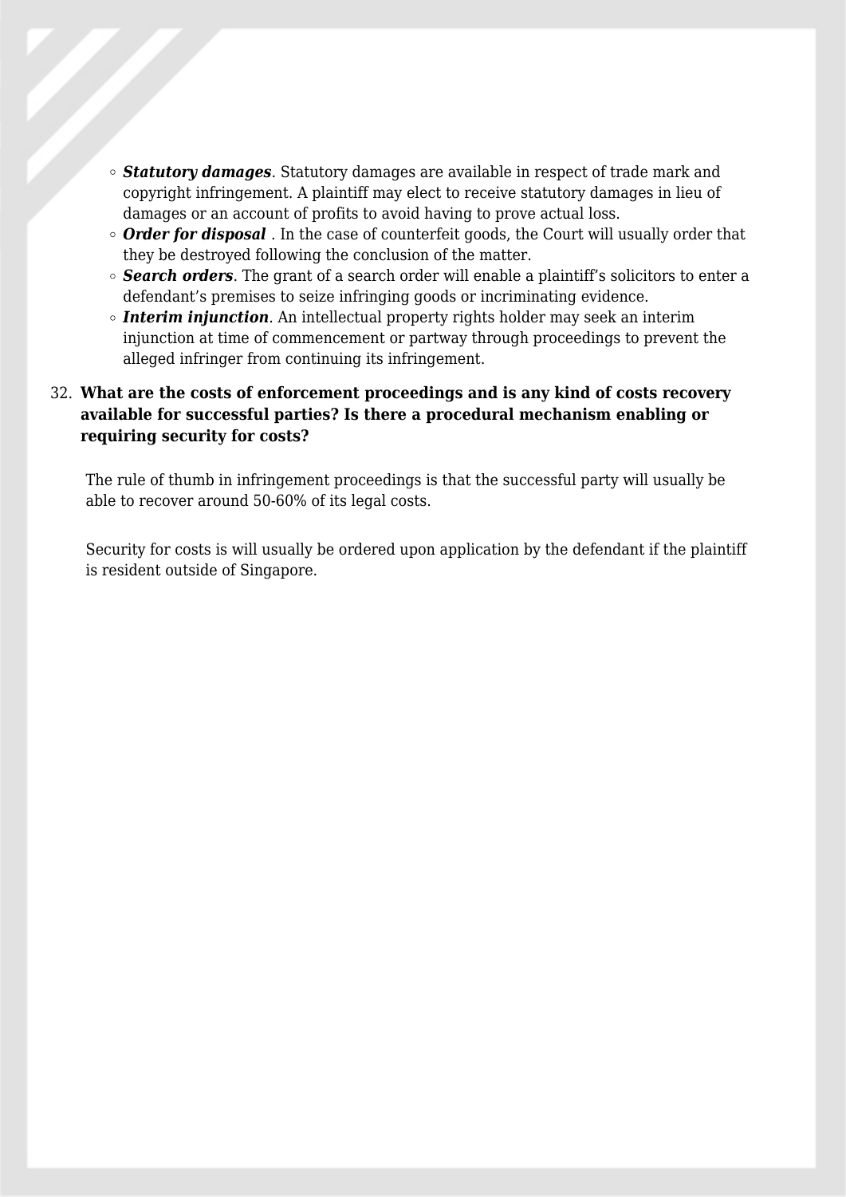- ***Statutory damages***. Statutory damages are available in respect of trade mark and copyright infringement. A plaintiff may elect to receive statutory damages in lieu of damages or an account of profits to avoid having to prove actual loss.
- ***Order for disposal*** . In the case of counterfeit goods, the Court will usually order that they be destroyed following the conclusion of the matter.
- ***Search orders***. The grant of a search order will enable a plaintiff's solicitors to enter a defendant's premises to seize infringing goods or incriminating evidence.
- ***Interim injunction***. An intellectual property rights holder may seek an interim injunction at time of commencement or partway through proceedings to prevent the alleged infringer from continuing its infringement.

32. **What are the costs of enforcement proceedings and is any kind of costs recovery available for successful parties? Is there a procedural mechanism enabling or requiring security for costs?**

The rule of thumb in infringement proceedings is that the successful party will usually be able to recover around 50-60% of its legal costs.

Security for costs is will usually be ordered upon application by the defendant if the plaintiff is resident outside of Singapore.